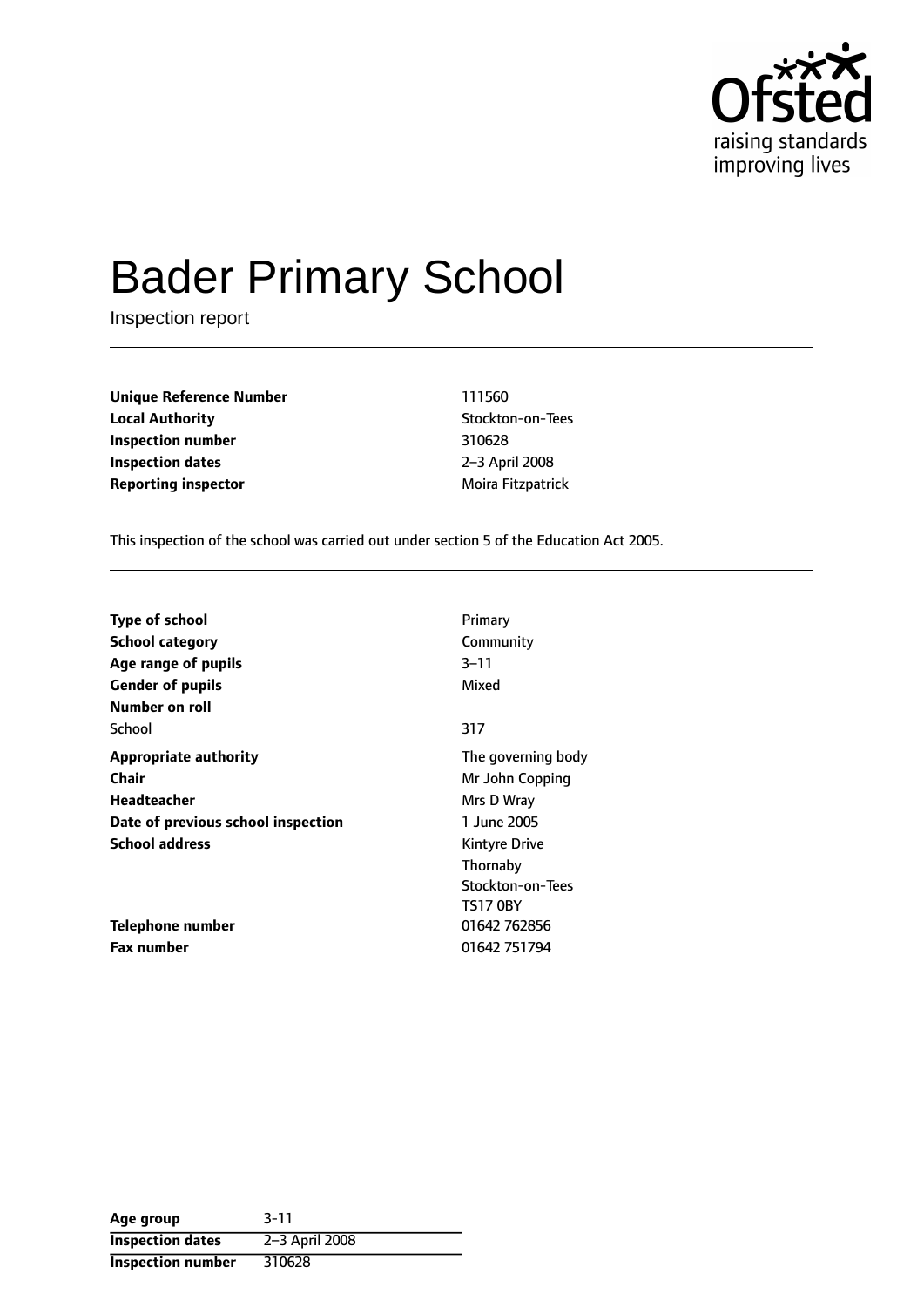# Bader Primary School

Inspection report

| | |
|---|---|
| **Unique Reference Number** | 111560 |
| **Local Authority** | Stockton-on-Tees |
| **Inspection number** | 310628 |
| **Inspection dates** | 2–3 April 2008 |
| **Reporting inspector** | Moira Fitzpatrick |

This inspection of the school was carried out under section 5 of the Education Act 2005.

| | |
|---|---|
| **Type of school** | Primary |
| **School category** | Community |
| **Age range of pupils** | 3–11 |
| **Gender of pupils** | Mixed |
| **Number on roll** | |
| School | 317 |
| **Appropriate authority** | The governing body |
| **Chair** | Mr John Copping |
| **Headteacher** | Mrs D Wray |
| **Date of previous school inspection** | 1 June 2005 |
| **School address** | Kintyre Drive<br>Thornaby<br>Stockton-on-Tees<br>TS17 0BY |
| **Telephone number** | 01642 762856 |
| **Fax number** | 01642 751794 |

| | |
|---|---|
| **Age group** | 3-11 |
| **Inspection dates** | 2–3 April 2008 |
| **Inspection number** | 310628 |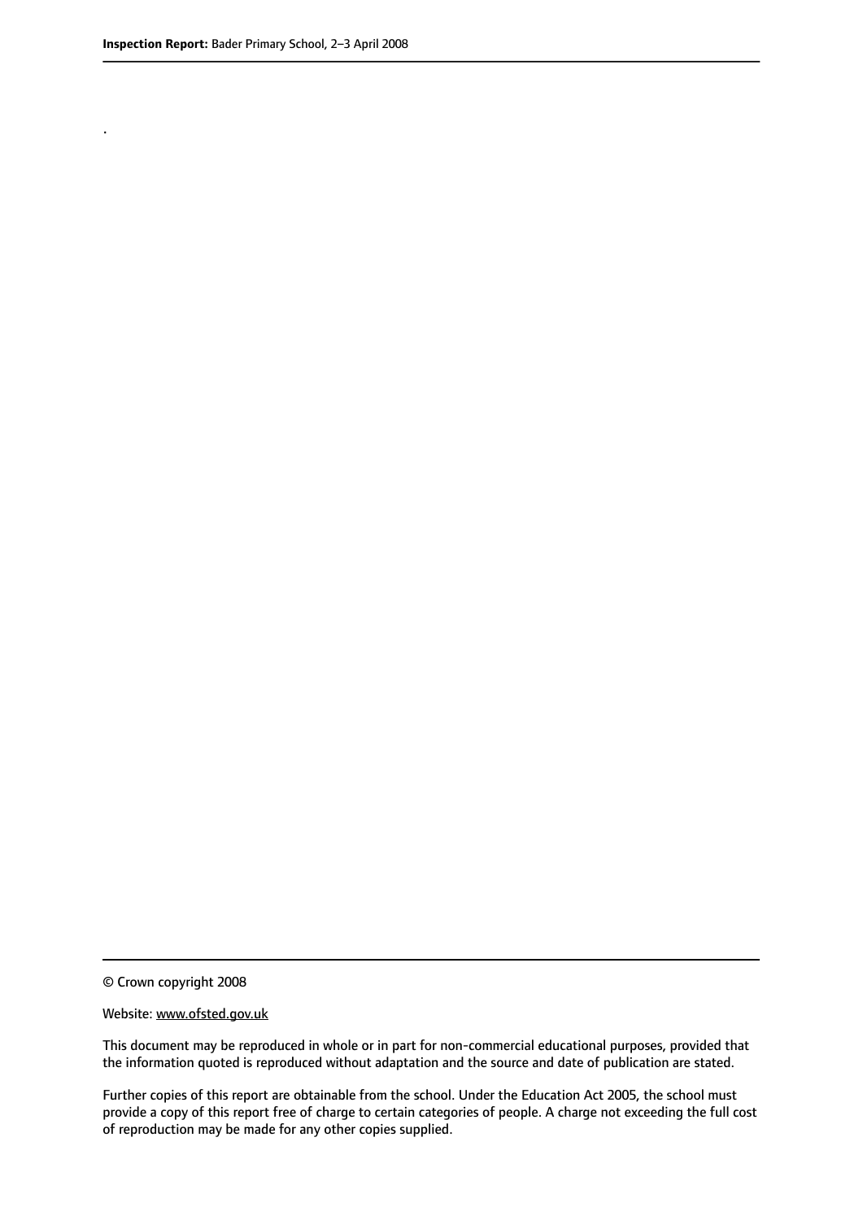.

© Crown copyright 2008

Website: www.ofsted.gov.uk

This document may be reproduced in whole or in part for non-commercial educational purposes, provided that the information quoted is reproduced without adaptation and the source and date of publication are stated.

Further copies of this report are obtainable from the school. Under the Education Act 2005, the school must provide a copy of this report free of charge to certain categories of people. A charge not exceeding the full cost of reproduction may be made for any other copies supplied.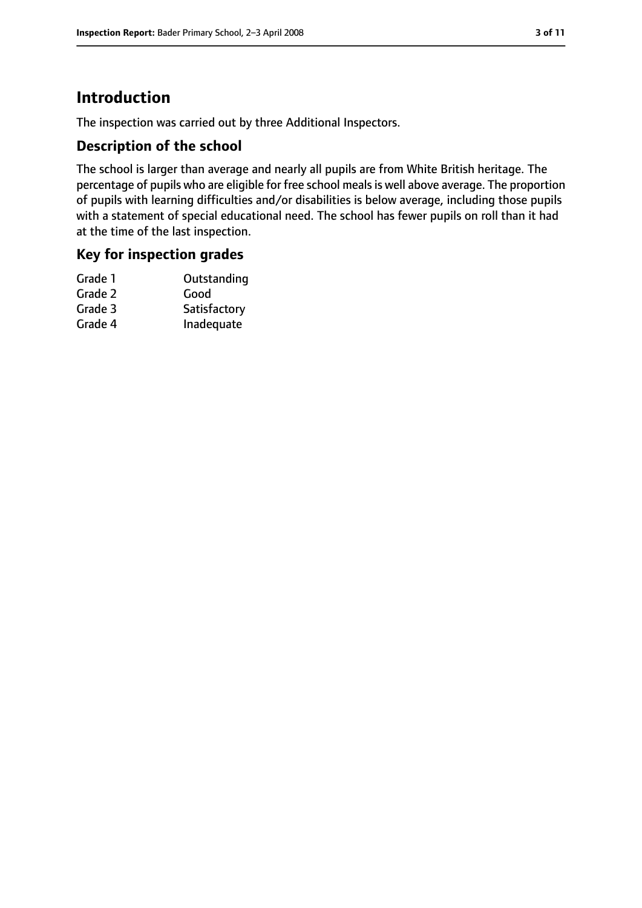## Introduction

The inspection was carried out by three Additional Inspectors.

### Description of the school

The school is larger than average and nearly all pupils are from White British heritage. The percentage of pupils who are eligible for free school meals is well above average. The proportion of pupils with learning difficulties and/or disabilities is below average, including those pupils with a statement of special educational need. The school has fewer pupils on roll than it had at the time of the last inspection.

### Key for inspection grades

| | |
|---|---|
| Grade 1 | Outstanding |
| Grade 2 | Good |
| Grade 3 | Satisfactory |
| Grade 4 | Inadequate |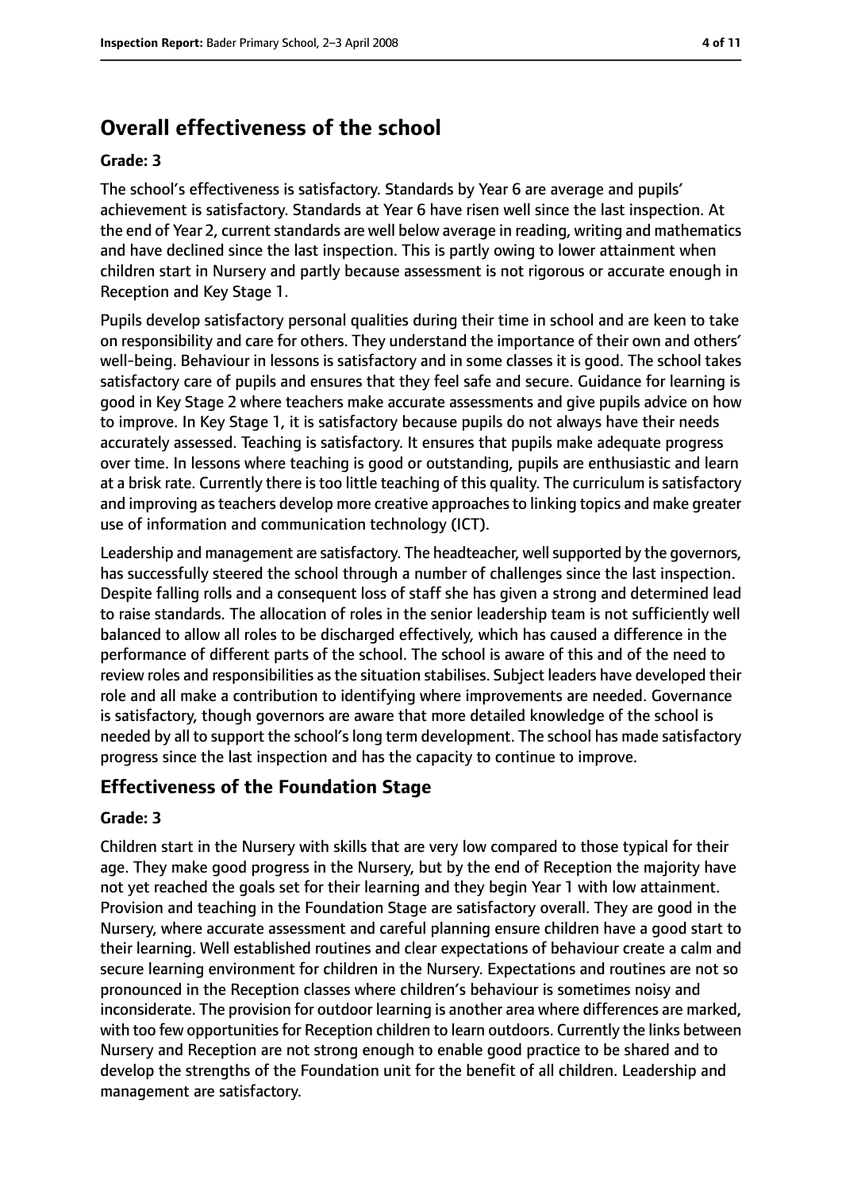# Overall effectiveness of the school

**Grade: 3**

The school's effectiveness is satisfactory. Standards by Year 6 are average and pupils' achievement is satisfactory. Standards at Year 6 have risen well since the last inspection. At the end of Year 2, current standards are well below average in reading, writing and mathematics and have declined since the last inspection. This is partly owing to lower attainment when children start in Nursery and partly because assessment is not rigorous or accurate enough in Reception and Key Stage 1.

Pupils develop satisfactory personal qualities during their time in school and are keen to take on responsibility and care for others. They understand the importance of their own and others' well-being. Behaviour in lessons is satisfactory and in some classes it is good. The school takes satisfactory care of pupils and ensures that they feel safe and secure. Guidance for learning is good in Key Stage 2 where teachers make accurate assessments and give pupils advice on how to improve. In Key Stage 1, it is satisfactory because pupils do not always have their needs accurately assessed. Teaching is satisfactory. It ensures that pupils make adequate progress over time. In lessons where teaching is good or outstanding, pupils are enthusiastic and learn at a brisk rate. Currently there is too little teaching of this quality. The curriculum is satisfactory and improving as teachers develop more creative approaches to linking topics and make greater use of information and communication technology (ICT).

Leadership and management are satisfactory. The headteacher, well supported by the governors, has successfully steered the school through a number of challenges since the last inspection. Despite falling rolls and a consequent loss of staff she has given a strong and determined lead to raise standards. The allocation of roles in the senior leadership team is not sufficiently well balanced to allow all roles to be discharged effectively, which has caused a difference in the performance of different parts of the school. The school is aware of this and of the need to review roles and responsibilities as the situation stabilises. Subject leaders have developed their role and all make a contribution to identifying where improvements are needed. Governance is satisfactory, though governors are aware that more detailed knowledge of the school is needed by all to support the school's long term development. The school has made satisfactory progress since the last inspection and has the capacity to continue to improve.

## Effectiveness of the Foundation Stage

**Grade: 3**

Children start in the Nursery with skills that are very low compared to those typical for their age. They make good progress in the Nursery, but by the end of Reception the majority have not yet reached the goals set for their learning and they begin Year 1 with low attainment. Provision and teaching in the Foundation Stage are satisfactory overall. They are good in the Nursery, where accurate assessment and careful planning ensure children have a good start to their learning. Well established routines and clear expectations of behaviour create a calm and secure learning environment for children in the Nursery. Expectations and routines are not so pronounced in the Reception classes where children's behaviour is sometimes noisy and inconsiderate. The provision for outdoor learning is another area where differences are marked, with too few opportunities for Reception children to learn outdoors. Currently the links between Nursery and Reception are not strong enough to enable good practice to be shared and to develop the strengths of the Foundation unit for the benefit of all children. Leadership and management are satisfactory.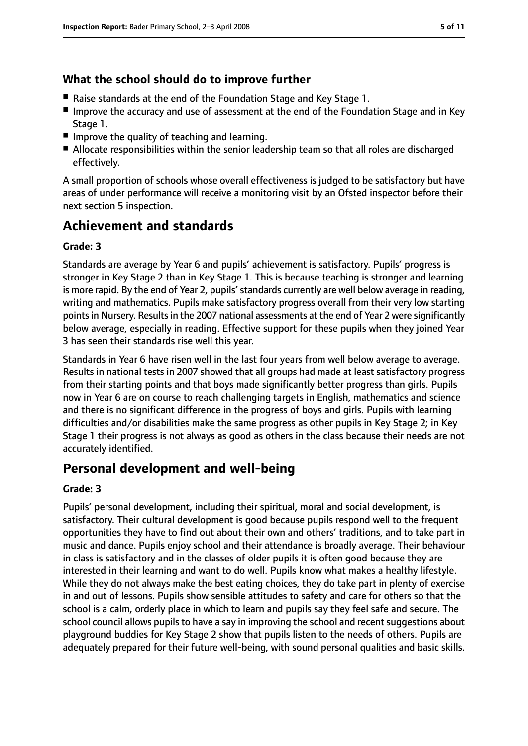### What the school should do to improve further

- Raise standards at the end of the Foundation Stage and Key Stage 1.
- Improve the accuracy and use of assessment at the end of the Foundation Stage and in Key Stage 1.
- Improve the quality of teaching and learning.
- Allocate responsibilities within the senior leadership team so that all roles are discharged effectively.

A small proportion of schools whose overall effectiveness is judged to be satisfactory but have areas of under performance will receive a monitoring visit by an Ofsted inspector before their next section 5 inspection.

## Achievement and standards

**Grade: 3**

Standards are average by Year 6 and pupils' achievement is satisfactory. Pupils' progress is stronger in Key Stage 2 than in Key Stage 1. This is because teaching is stronger and learning is more rapid. By the end of Year 2, pupils' standards currently are well below average in reading, writing and mathematics. Pupils make satisfactory progress overall from their very low starting points in Nursery. Results in the 2007 national assessments at the end of Year 2 were significantly below average, especially in reading. Effective support for these pupils when they joined Year 3 has seen their standards rise well this year.

Standards in Year 6 have risen well in the last four years from well below average to average. Results in national tests in 2007 showed that all groups had made at least satisfactory progress from their starting points and that boys made significantly better progress than girls. Pupils now in Year 6 are on course to reach challenging targets in English, mathematics and science and there is no significant difference in the progress of boys and girls. Pupils with learning difficulties and/or disabilities make the same progress as other pupils in Key Stage 2; in Key Stage 1 their progress is not always as good as others in the class because their needs are not accurately identified.

## Personal development and well-being

**Grade: 3**

Pupils' personal development, including their spiritual, moral and social development, is satisfactory. Their cultural development is good because pupils respond well to the frequent opportunities they have to find out about their own and others' traditions, and to take part in music and dance. Pupils enjoy school and their attendance is broadly average. Their behaviour in class is satisfactory and in the classes of older pupils it is often good because they are interested in their learning and want to do well. Pupils know what makes a healthy lifestyle. While they do not always make the best eating choices, they do take part in plenty of exercise in and out of lessons. Pupils show sensible attitudes to safety and care for others so that the school is a calm, orderly place in which to learn and pupils say they feel safe and secure. The school council allows pupils to have a say in improving the school and recent suggestions about playground buddies for Key Stage 2 show that pupils listen to the needs of others. Pupils are adequately prepared for their future well-being, with sound personal qualities and basic skills.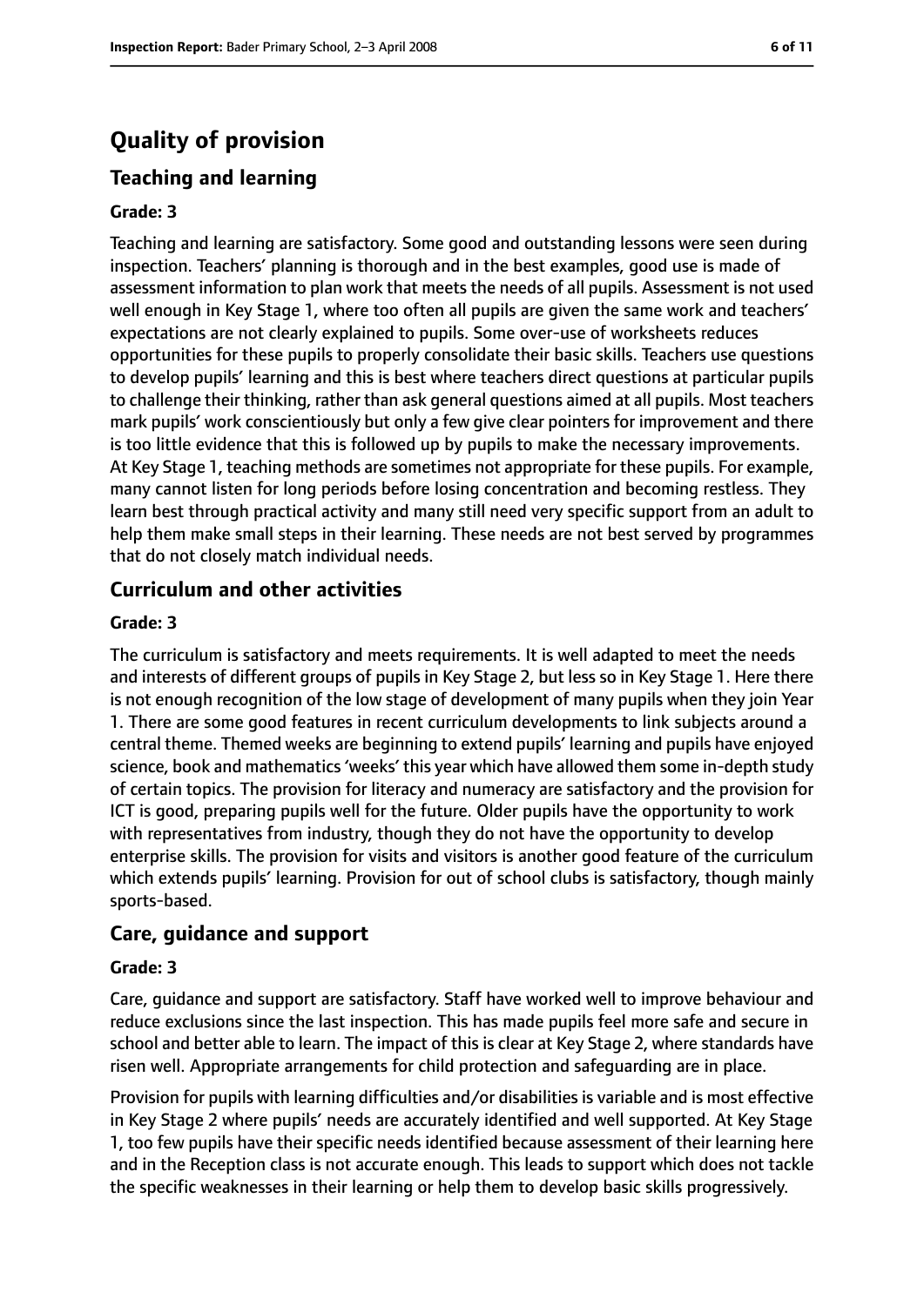# Quality of provision

## Teaching and learning

### Grade: 3

Teaching and learning are satisfactory. Some good and outstanding lessons were seen during inspection. Teachers' planning is thorough and in the best examples, good use is made of assessment information to plan work that meets the needs of all pupils. Assessment is not used well enough in Key Stage 1, where too often all pupils are given the same work and teachers' expectations are not clearly explained to pupils. Some over-use of worksheets reduces opportunities for these pupils to properly consolidate their basic skills. Teachers use questions to develop pupils' learning and this is best where teachers direct questions at particular pupils to challenge their thinking, rather than ask general questions aimed at all pupils. Most teachers mark pupils' work conscientiously but only a few give clear pointers for improvement and there is too little evidence that this is followed up by pupils to make the necessary improvements. At Key Stage 1, teaching methods are sometimes not appropriate for these pupils. For example, many cannot listen for long periods before losing concentration and becoming restless. They learn best through practical activity and many still need very specific support from an adult to help them make small steps in their learning. These needs are not best served by programmes that do not closely match individual needs.

## Curriculum and other activities

### Grade: 3

The curriculum is satisfactory and meets requirements. It is well adapted to meet the needs and interests of different groups of pupils in Key Stage 2, but less so in Key Stage 1. Here there is not enough recognition of the low stage of development of many pupils when they join Year 1. There are some good features in recent curriculum developments to link subjects around a central theme. Themed weeks are beginning to extend pupils' learning and pupils have enjoyed science, book and mathematics 'weeks' this year which have allowed them some in-depth study of certain topics. The provision for literacy and numeracy are satisfactory and the provision for ICT is good, preparing pupils well for the future. Older pupils have the opportunity to work with representatives from industry, though they do not have the opportunity to develop enterprise skills. The provision for visits and visitors is another good feature of the curriculum which extends pupils' learning. Provision for out of school clubs is satisfactory, though mainly sports-based.

## Care, guidance and support

### Grade: 3

Care, guidance and support are satisfactory. Staff have worked well to improve behaviour and reduce exclusions since the last inspection. This has made pupils feel more safe and secure in school and better able to learn. The impact of this is clear at Key Stage 2, where standards have risen well. Appropriate arrangements for child protection and safeguarding are in place.

Provision for pupils with learning difficulties and/or disabilities is variable and is most effective in Key Stage 2 where pupils' needs are accurately identified and well supported. At Key Stage 1, too few pupils have their specific needs identified because assessment of their learning here and in the Reception class is not accurate enough. This leads to support which does not tackle the specific weaknesses in their learning or help them to develop basic skills progressively.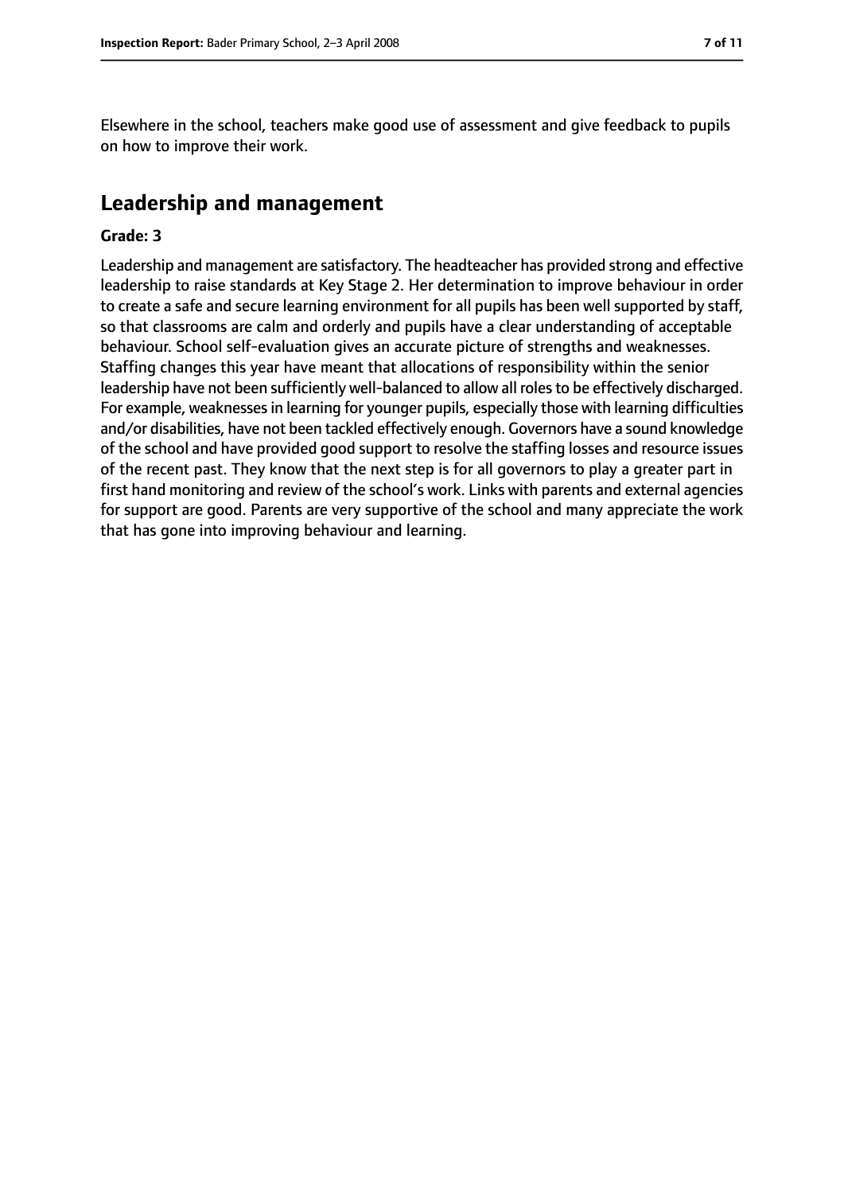Elsewhere in the school, teachers make good use of assessment and give feedback to pupils on how to improve their work.

## Leadership and management

**Grade: 3**

Leadership and management are satisfactory. The headteacher has provided strong and effective leadership to raise standards at Key Stage 2. Her determination to improve behaviour in order to create a safe and secure learning environment for all pupils has been well supported by staff, so that classrooms are calm and orderly and pupils have a clear understanding of acceptable behaviour. School self-evaluation gives an accurate picture of strengths and weaknesses. Staffing changes this year have meant that allocations of responsibility within the senior leadership have not been sufficiently well-balanced to allow all roles to be effectively discharged. For example, weaknesses in learning for younger pupils, especially those with learning difficulties and/or disabilities, have not been tackled effectively enough. Governors have a sound knowledge of the school and have provided good support to resolve the staffing losses and resource issues of the recent past. They know that the next step is for all governors to play a greater part in first hand monitoring and review of the school's work. Links with parents and external agencies for support are good. Parents are very supportive of the school and many appreciate the work that has gone into improving behaviour and learning.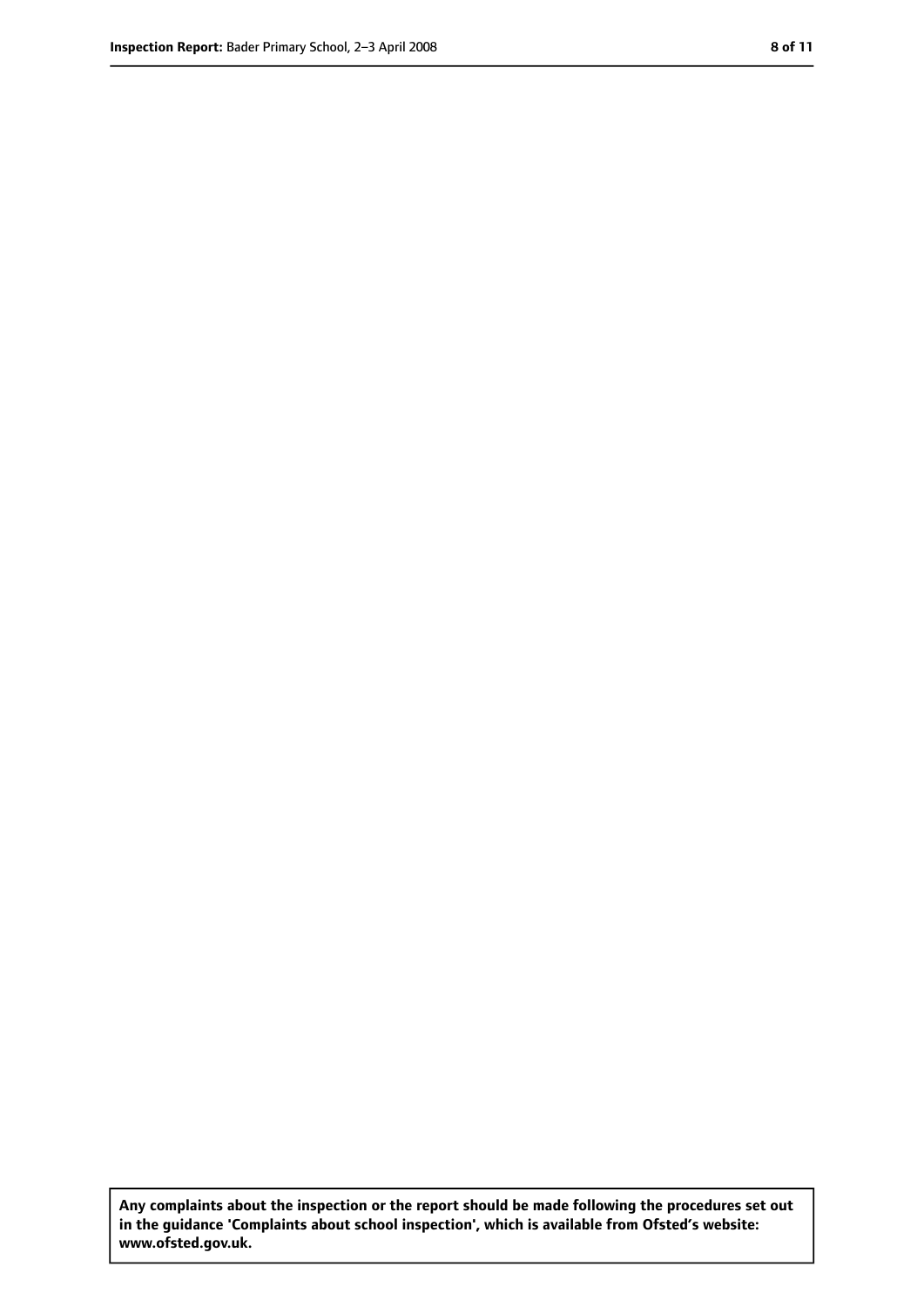**Any complaints about the inspection or the report should be made following the procedures set out in the guidance 'Complaints about school inspection', which is available from Ofsted's website: www.ofsted.gov.uk.**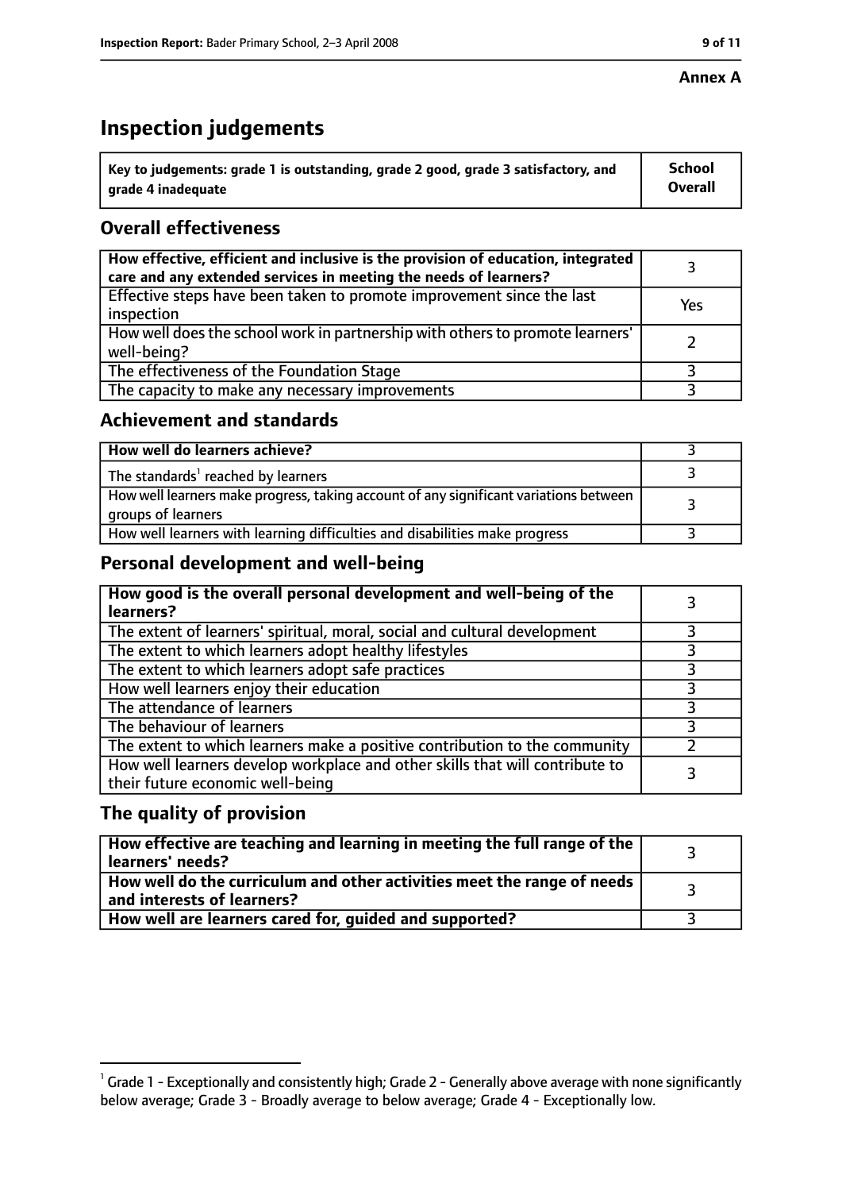**Annex A**

# Inspection judgements

| Key to judgements: grade 1 is outstanding, grade 2 good, grade 3 satisfactory, and grade 4 inadequate | School Overall |
|---|---|

## Overall effectiveness

| | |
|---|---|
| How effective, efficient and inclusive is the provision of education, integrated care and any extended services in meeting the needs of learners? | 3 |
| Effective steps have been taken to promote improvement since the last inspection | Yes |
| How well does the school work in partnership with others to promote learners' well-being? | 2 |
| The effectiveness of the Foundation Stage | 3 |
| The capacity to make any necessary improvements | 3 |

## Achievement and standards

| | |
|---|---|
| How well do learners achieve? | 3 |
| The standards[1] reached by learners | 3 |
| How well learners make progress, taking account of any significant variations between groups of learners | 3 |
| How well learners with learning difficulties and disabilities make progress | 3 |

## Personal development and well-being

| | |
|---|---|
| How good is the overall personal development and well-being of the learners? | 3 |
| The extent of learners' spiritual, moral, social and cultural development | 3 |
| The extent to which learners adopt healthy lifestyles | 3 |
| The extent to which learners adopt safe practices | 3 |
| How well learners enjoy their education | 3 |
| The attendance of learners | 3 |
| The behaviour of learners | 3 |
| The extent to which learners make a positive contribution to the community | 2 |
| How well learners develop workplace and other skills that will contribute to their future economic well-being | 3 |

## The quality of provision

| | |
|---|---|
| How effective are teaching and learning in meeting the full range of the learners' needs? | 3 |
| How well do the curriculum and other activities meet the range of needs and interests of learners? | 3 |
| How well are learners cared for, guided and supported? | 3 |

[1] Grade 1 - Exceptionally and consistently high; Grade 2 - Generally above average with none significantly below average; Grade 3 - Broadly average to below average; Grade 4 - Exceptionally low.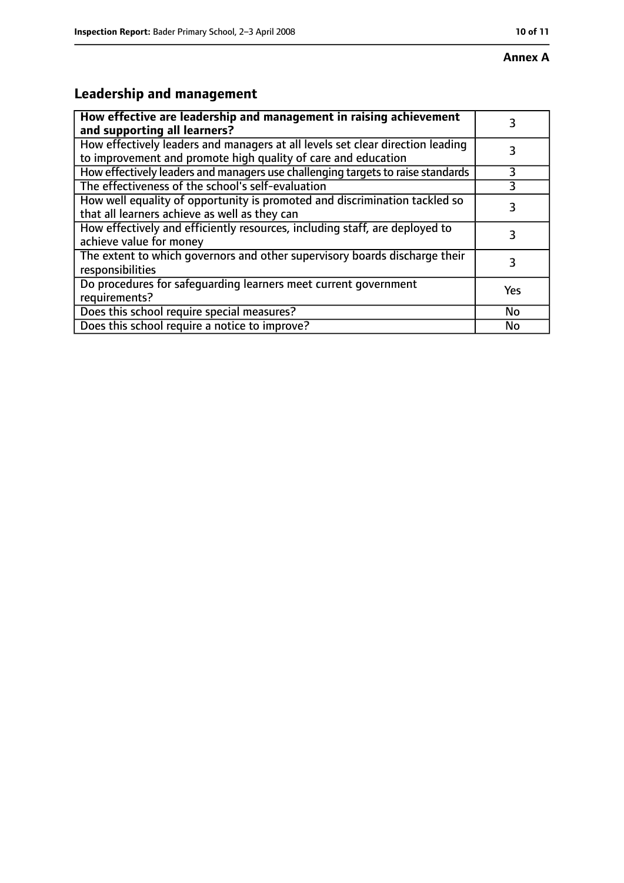**Annex A**

## Leadership and management

| **How effective are leadership and management in raising achievement and supporting all learners?** | 3 |
|---|---|
| How effectively leaders and managers at all levels set clear direction leading to improvement and promote high quality of care and education | 3 |
| How effectively leaders and managers use challenging targets to raise standards | 3 |
| The effectiveness of the school's self-evaluation | 3 |
| How well equality of opportunity is promoted and discrimination tackled so that all learners achieve as well as they can | 3 |
| How effectively and efficiently resources, including staff, are deployed to achieve value for money | 3 |
| The extent to which governors and other supervisory boards discharge their responsibilities | 3 |
| Do procedures for safeguarding learners meet current government requirements? | Yes |
| Does this school require special measures? | No |
| Does this school require a notice to improve? | No |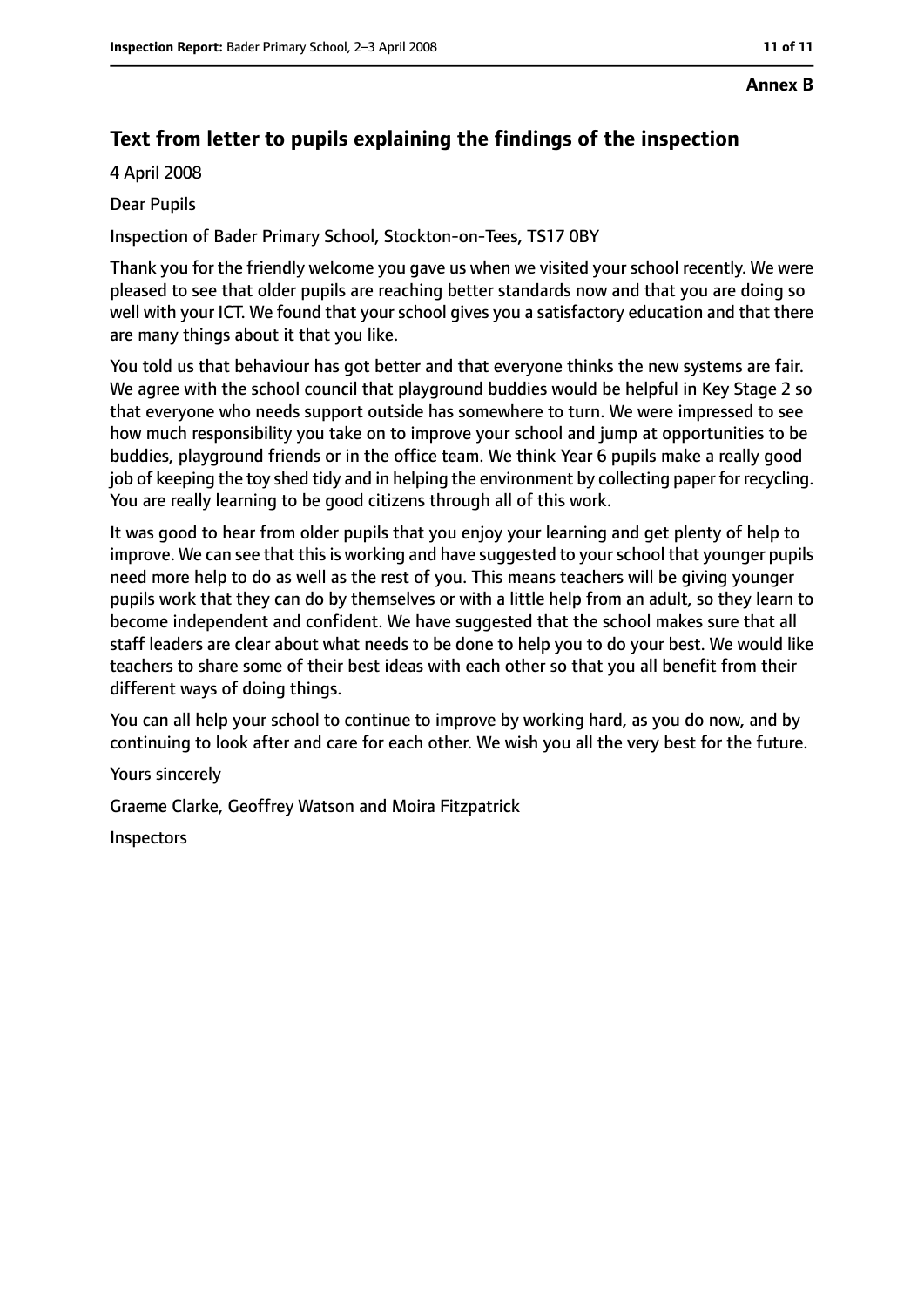**Annex B**

## Text from letter to pupils explaining the findings of the inspection

4 April 2008

Dear Pupils

Inspection of Bader Primary School, Stockton-on-Tees, TS17 0BY

Thank you for the friendly welcome you gave us when we visited your school recently. We were pleased to see that older pupils are reaching better standards now and that you are doing so well with your ICT. We found that your school gives you a satisfactory education and that there are many things about it that you like.

You told us that behaviour has got better and that everyone thinks the new systems are fair. We agree with the school council that playground buddies would be helpful in Key Stage 2 so that everyone who needs support outside has somewhere to turn. We were impressed to see how much responsibility you take on to improve your school and jump at opportunities to be buddies, playground friends or in the office team. We think Year 6 pupils make a really good job of keeping the toy shed tidy and in helping the environment by collecting paper for recycling. You are really learning to be good citizens through all of this work.

It was good to hear from older pupils that you enjoy your learning and get plenty of help to improve. We can see that this is working and have suggested to your school that younger pupils need more help to do as well as the rest of you. This means teachers will be giving younger pupils work that they can do by themselves or with a little help from an adult, so they learn to become independent and confident. We have suggested that the school makes sure that all staff leaders are clear about what needs to be done to help you to do your best. We would like teachers to share some of their best ideas with each other so that you all benefit from their different ways of doing things.

You can all help your school to continue to improve by working hard, as you do now, and by continuing to look after and care for each other. We wish you all the very best for the future.

Yours sincerely

Graeme Clarke, Geoffrey Watson and Moira Fitzpatrick

Inspectors